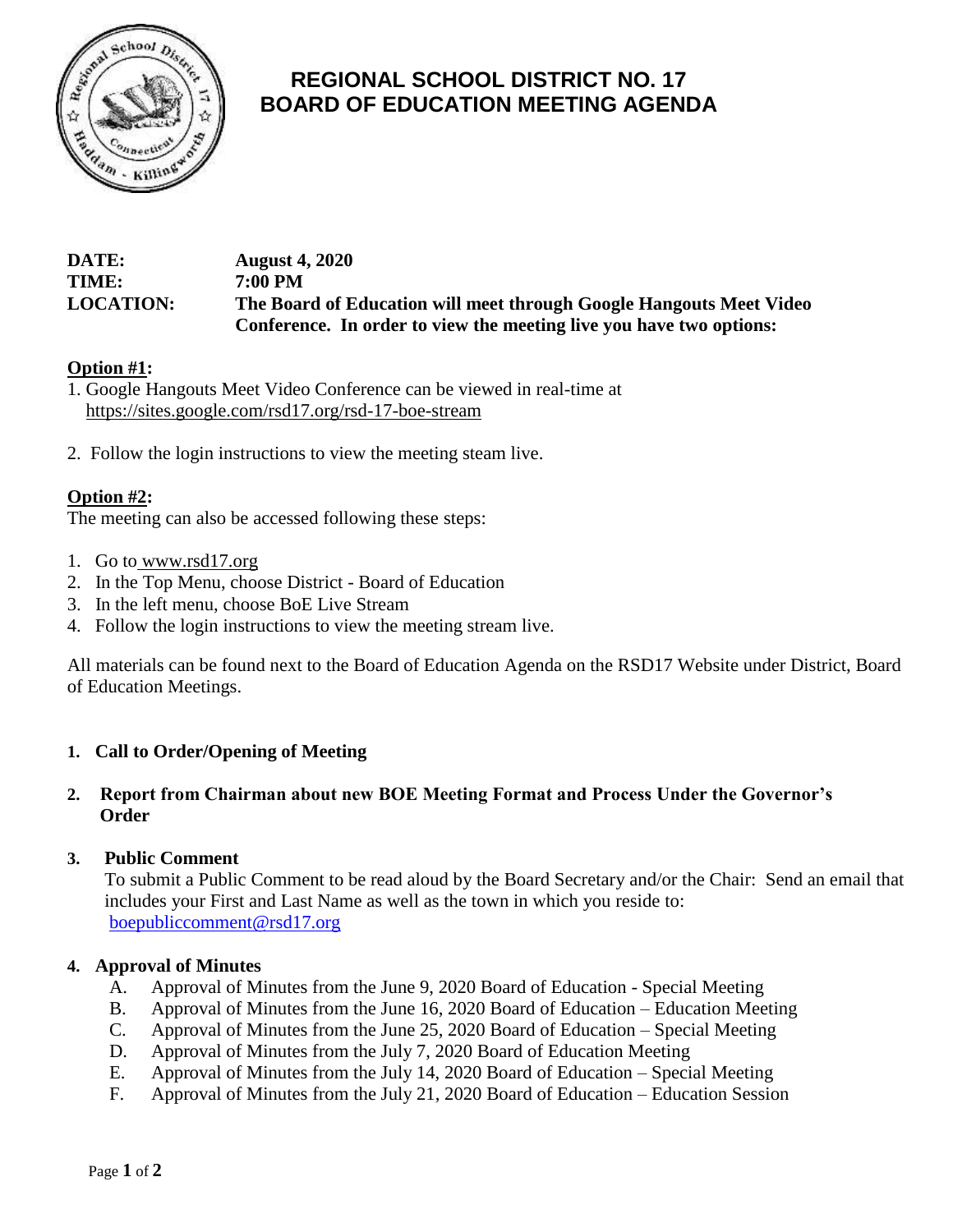# REGIONAL SCHOOL DISTRICT NO. 17
# BOARD OF EDUCATION MEETING AGENDA

**DATE:** **August 4, 2020**
**TIME:** **7:00 PM**
**LOCATION:** **The Board of Education will meet through Google Hangouts Meet Video Conference. In order to view the meeting live you have two options:**

**Option #1:**

1. Google Hangouts Meet Video Conference can be viewed in real-time at https://sites.google.com/rsd17.org/rsd-17-boe-stream
2. Follow the login instructions to view the meeting steam live.

**Option #2:**

The meeting can also be accessed following these steps:

1. Go to www.rsd17.org
2. In the Top Menu, choose District - Board of Education
3. In the left menu, choose BoE Live Stream
4. Follow the login instructions to view the meeting stream live.

All materials can be found next to the Board of Education Agenda on the RSD17 Website under District, Board of Education Meetings.

1. **Call to Order/Opening of Meeting**

2. **Report from Chairman about new BOE Meeting Format and Process Under the Governor's Order**

3. **Public Comment**

   To submit a Public Comment to be read aloud by the Board Secretary and/or the Chair: Send an email that includes your First and Last Name as well as the town in which you reside to: boepubliccomment@rsd17.org

4. **Approval of Minutes**
   - A. Approval of Minutes from the June 9, 2020 Board of Education - Special Meeting
   - B. Approval of Minutes from the June 16, 2020 Board of Education – Education Meeting
   - C. Approval of Minutes from the June 25, 2020 Board of Education – Special Meeting
   - D. Approval of Minutes from the July 7, 2020 Board of Education Meeting
   - E. Approval of Minutes from the July 14, 2020 Board of Education – Special Meeting
   - F. Approval of Minutes from the July 21, 2020 Board of Education – Education Session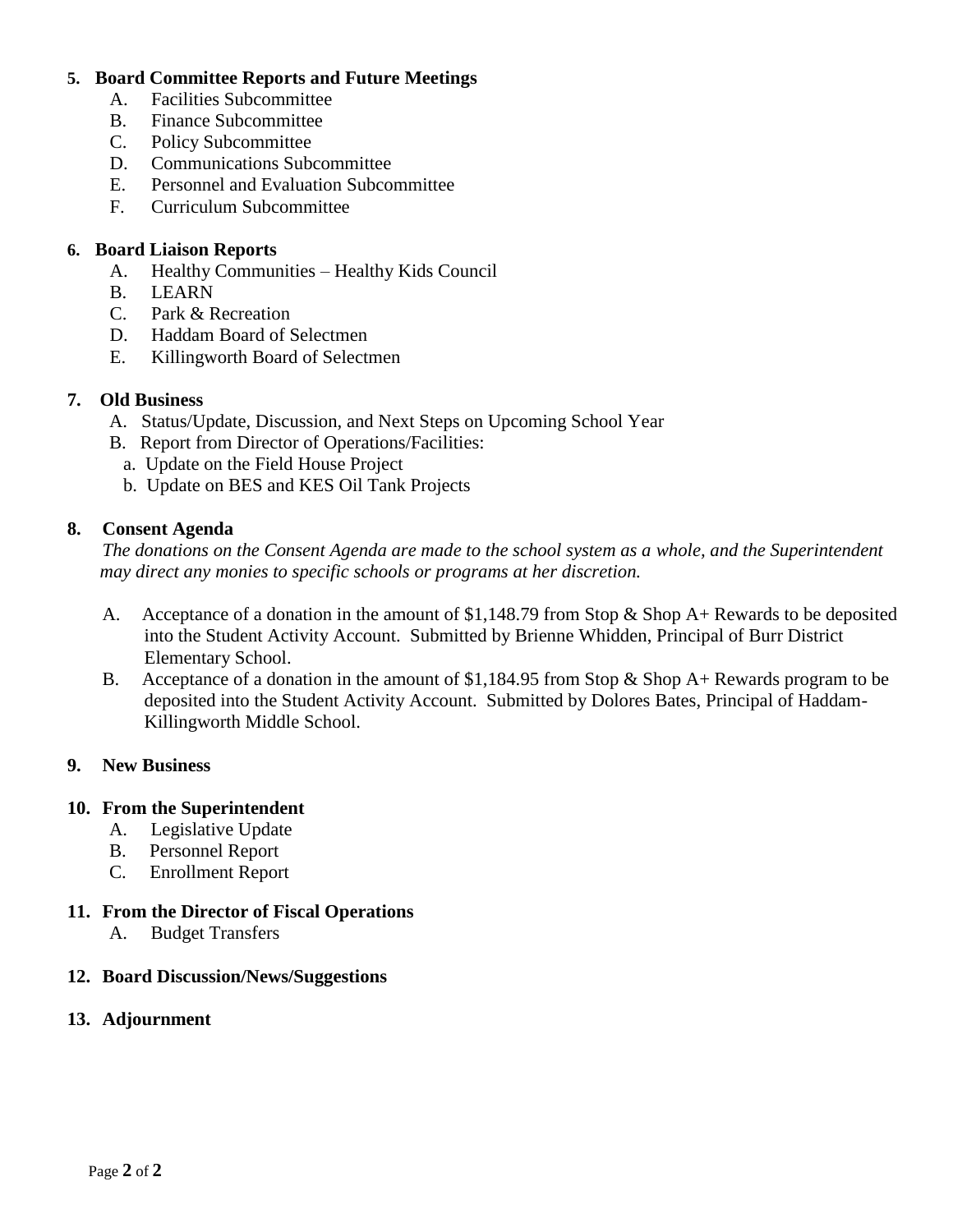**5. Board Committee Reports and Future Meetings**

- A. Facilities Subcommittee
- B. Finance Subcommittee
- C. Policy Subcommittee
- D. Communications Subcommittee
- E. Personnel and Evaluation Subcommittee
- F. Curriculum Subcommittee

**6. Board Liaison Reports**

- A. Healthy Communities – Healthy Kids Council
- B. LEARN
- C. Park & Recreation
- D. Haddam Board of Selectmen
- E. Killingworth Board of Selectmen

**7. Old Business**

- A. Status/Update, Discussion, and Next Steps on Upcoming School Year
- B. Report from Director of Operations/Facilities:
  - a. Update on the Field House Project
  - b. Update on BES and KES Oil Tank Projects

**8. Consent Agenda**

*The donations on the Consent Agenda are made to the school system as a whole, and the Superintendent may direct any monies to specific schools or programs at her discretion.*

- A. Acceptance of a donation in the amount of $1,148.79 from Stop & Shop A+ Rewards to be deposited into the Student Activity Account. Submitted by Brienne Whidden, Principal of Burr District Elementary School.
- B. Acceptance of a donation in the amount of $1,184.95 from Stop & Shop A+ Rewards program to be deposited into the Student Activity Account. Submitted by Dolores Bates, Principal of Haddam-Killingworth Middle School.

**9. New Business**

**10. From the Superintendent**

- A. Legislative Update
- B. Personnel Report
- C. Enrollment Report

**11. From the Director of Fiscal Operations**

- A. Budget Transfers

**12. Board Discussion/News/Suggestions**

**13. Adjournment**